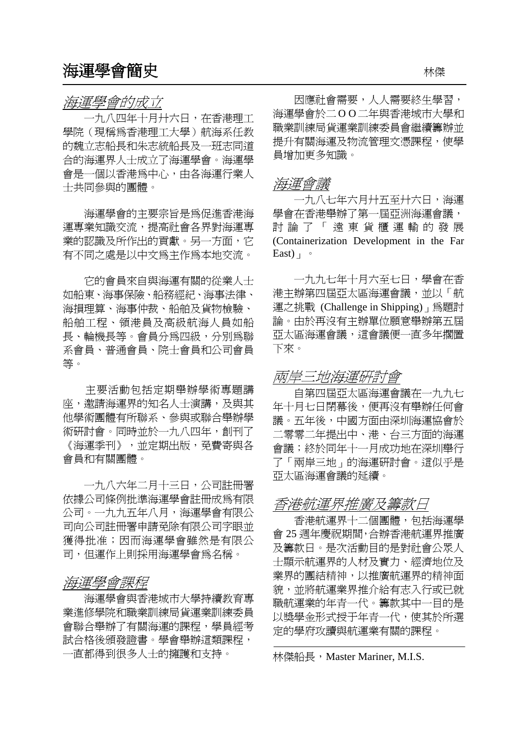# 海運學會簡史

林傑

## *海運學會的成立*

一九八四年十月廿六日，在香港理工學院（現稱爲香港理工大學）航海系任教的魏立志船長和朱志統船長及一班志同道合的海運界人士成立了海運學會。海運學會是一個以香港爲中心，由各海運行業人士共同參與的團體。

海運學會的主要宗旨是爲促進香港海運專業知識交流，提高社會各界對海運專業的認識及所作出的貢獻。另一方面，它有不同之處是以中文爲主作爲本地交流。

它的會員來自與海運有關的從業人士如船東、海事保險、船務經紀、海事法律、海損理算、海事仲裁、船舶及貨物檢驗、船舶工程、領港員及高級航海人員如船長、輪機長等。會員分爲四級，分別爲聯系會員、普通會員、院士會員和公司會員等。

主要活動包括定期舉辦學術專題講座，邀請海運界的知名人士演講，及與其他學術團體有所聯系、參與或聯合舉辦學術研討會。同時並於一九八四年，創刊了《海運季刊》，並定期出版，免費寄與各會員和有關團體。

一九八六年二月十三日，公司註冊署依據公司條例批準海運學會註冊成爲有限公司。一九九五年八月，海運學會有限公司向公司註冊署申請免除有限公司字眼並獲得批准；因而海運學會雖然是有限公司，但運作上則採用海運學會爲名稱。

## *海運學會課程*

海運學會與香港城市大學持續教育專業進修學院和職業訓練局貨運業訓練委員會聯合舉辦了有關海運的課程，學員經考試合格後頒發證書。學會舉辦這類課程，一直都得到很多人士的擁護和支持。

因應社會需要，人人需要終生學習，海運學會於二OO二年與香港城市大學和職業訓練局貨運業訓練委員會繼續籌辦並提升有關海運及物流管理文憑課程，使學員增加更多知識。

## *海運會議*

一九八七年六月廿五至廿六日，海運學會在香港舉辦了第一屆亞洲海運會議，討論了「遠東貨櫃運輸的發展 (Containerization Development in the Far East)」。

一九九七年十月六至七日，學會在香港主辦第四屆亞太區海運會議，並以「航運之挑戰 (Challenge in Shipping)」爲題討論。由於再沒有主辦單位願意舉辦第五屆亞太區海運會議，這會議便一直多年擱置下來。

## *兩岸三地海運研討會*

自第四屆亞太區海運會議在一九九七年十月七日閉幕後，便再沒有舉辦任何會議。五年後，中國方面由深圳海運協會於二零零二年提出中、港、台三方面的海運會議；終於同年十一月成功地在深圳舉行了「兩岸三地」的海運研討會。這似乎是亞太區海運會議的延續。

## *香港航運界推廣及籌款日*

香港航運界十二個團體，包括海運學會 25 週年慶祝期間，合辦香港航運界推廣及籌款日。是次活動目的是對社會公眾人士顯示航運界的人材及實力、經濟地位及業界的團結精神，以推廣航運界的精神面貌，並將航運業界推介給有志入行或已就職航運業的年青一代。籌款其中一目的是以獎學金形式授于年青一代，使其於所選定的學府攻讀與航運業有關的課程。

---

林傑船長，Master Mariner, M.I.S.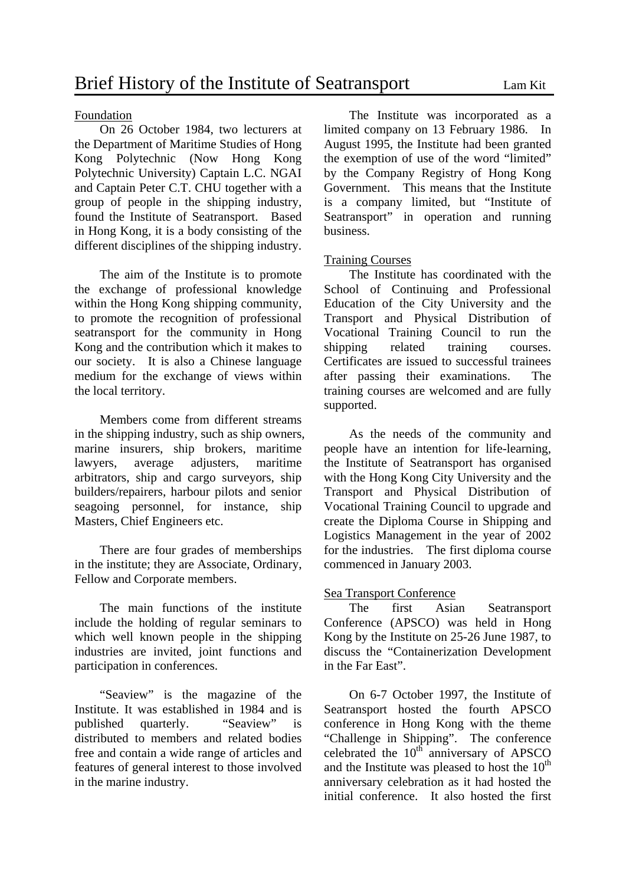# Brief History of the Institute of Seatransport

Lam Kit

## Foundation

On 26 October 1984, two lecturers at the Department of Maritime Studies of Hong Kong Polytechnic (Now Hong Kong Polytechnic University) Captain L.C. NGAI and Captain Peter C.T. CHU together with a group of people in the shipping industry, found the Institute of Seatransport. Based in Hong Kong, it is a body consisting of the different disciplines of the shipping industry.

The aim of the Institute is to promote the exchange of professional knowledge within the Hong Kong shipping community, to promote the recognition of professional seatransport for the community in Hong Kong and the contribution which it makes to our society. It is also a Chinese language medium for the exchange of views within the local territory.

Members come from different streams in the shipping industry, such as ship owners, marine insurers, ship brokers, maritime lawyers, average adjusters, maritime arbitrators, ship and cargo surveyors, ship builders/repairers, harbour pilots and senior seagoing personnel, for instance, ship Masters, Chief Engineers etc.

There are four grades of memberships in the institute; they are Associate, Ordinary, Fellow and Corporate members.

The main functions of the institute include the holding of regular seminars to which well known people in the shipping industries are invited, joint functions and participation in conferences.

"Seaview" is the magazine of the Institute. It was established in 1984 and is published quarterly. "Seaview" is distributed to members and related bodies free and contain a wide range of articles and features of general interest to those involved in the marine industry.

The Institute was incorporated as a limited company on 13 February 1986. In August 1995, the Institute had been granted the exemption of use of the word "limited" by the Company Registry of Hong Kong Government. This means that the Institute is a company limited, but "Institute of Seatransport" in operation and running business.

## Training Courses

The Institute has coordinated with the School of Continuing and Professional Education of the City University and the Transport and Physical Distribution of Vocational Training Council to run the shipping related training courses. Certificates are issued to successful trainees after passing their examinations. The training courses are welcomed and are fully supported.

As the needs of the community and people have an intention for life-learning, the Institute of Seatransport has organised with the Hong Kong City University and the Transport and Physical Distribution of Vocational Training Council to upgrade and create the Diploma Course in Shipping and Logistics Management in the year of 2002 for the industries. The first diploma course commenced in January 2003.

## Sea Transport Conference

The first Asian Seatransport Conference (APSCO) was held in Hong Kong by the Institute on 25-26 June 1987, to discuss the "Containerization Development in the Far East".

On 6-7 October 1997, the Institute of Seatransport hosted the fourth APSCO conference in Hong Kong with the theme "Challenge in Shipping". The conference celebrated the 10th anniversary of APSCO and the Institute was pleased to host the 10th anniversary celebration as it had hosted the initial conference. It also hosted the first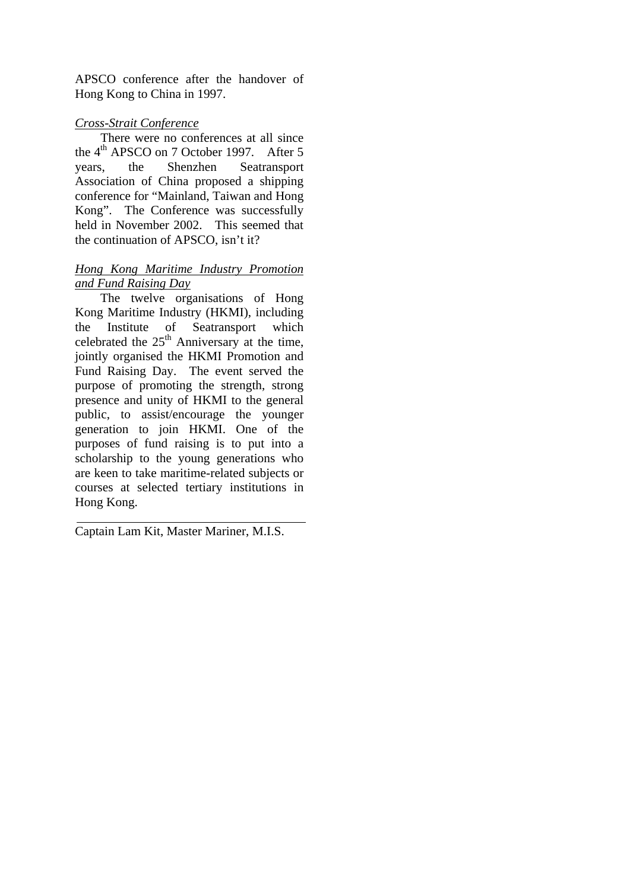APSCO conference after the handover of Hong Kong to China in 1997.

*Cross-Strait Conference*

There were no conferences at all since the 4th APSCO on 7 October 1997. After 5 years, the Shenzhen Seatransport Association of China proposed a shipping conference for "Mainland, Taiwan and Hong Kong". The Conference was successfully held in November 2002. This seemed that the continuation of APSCO, isn't it?

*Hong Kong Maritime Industry Promotion and Fund Raising Day*

The twelve organisations of Hong Kong Maritime Industry (HKMI), including the Institute of Seatransport which celebrated the 25th Anniversary at the time, jointly organised the HKMI Promotion and Fund Raising Day. The event served the purpose of promoting the strength, strong presence and unity of HKMI to the general public, to assist/encourage the younger generation to join HKMI. One of the purposes of fund raising is to put into a scholarship to the young generations who are keen to take maritime-related subjects or courses at selected tertiary institutions in Hong Kong.

---

Captain Lam Kit, Master Mariner, M.I.S.